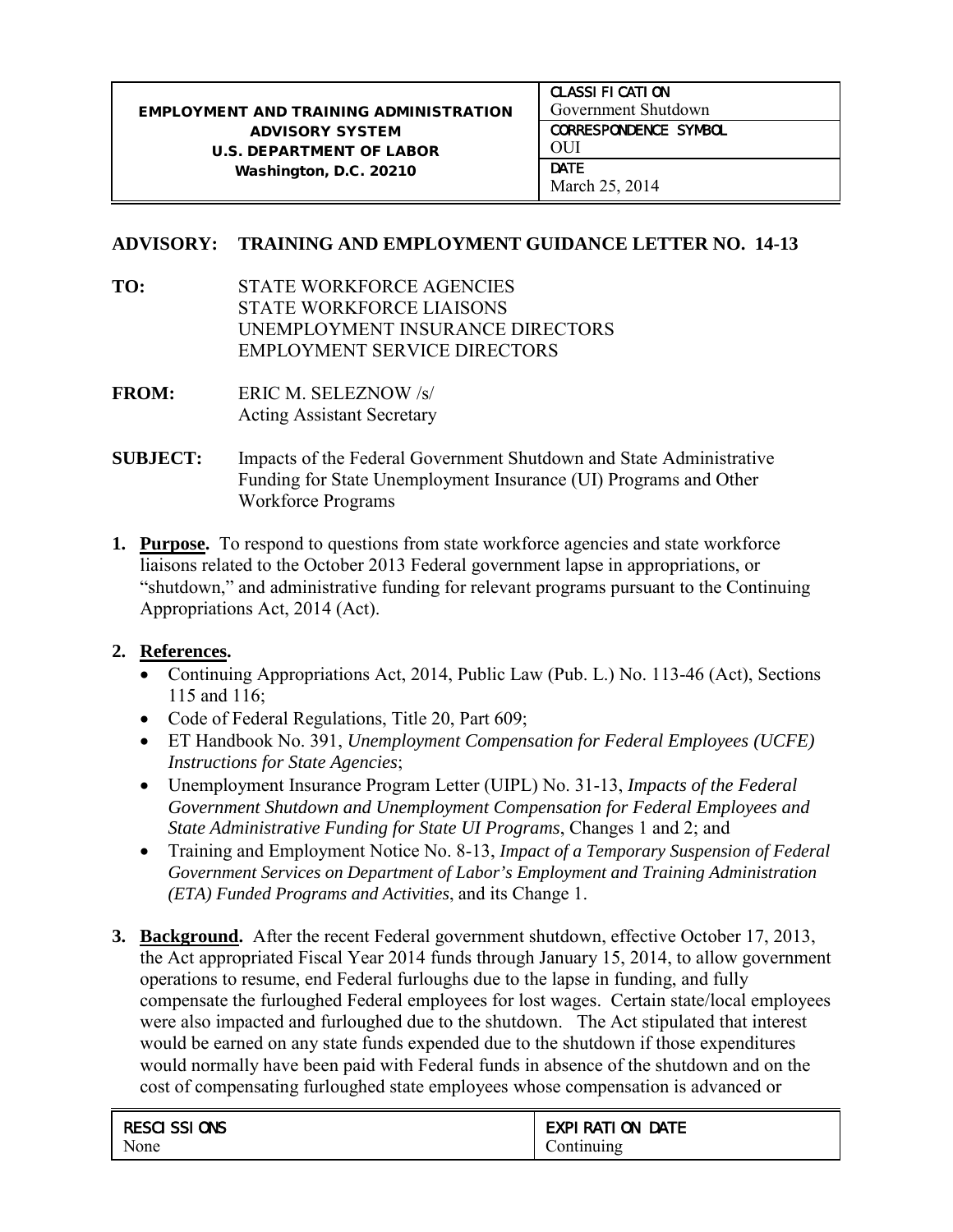| EMPLOYMENT AND TRAINING ADMINISTRATION ADVISORY SYSTEM U.S. DEPARTMENT OF LABOR Washington, D.C. 20210 | CLASSIFICATION Government Shutdown |
| --- | --- |
| | CORRESPONDENCE SYMBOL OUI |
| | DATE March 25, 2014 |

**ADVISORY: TRAINING AND EMPLOYMENT GUIDANCE LETTER NO. 14-13**

**TO:** STATE WORKFORCE AGENCIES
STATE WORKFORCE LIAISONS
UNEMPLOYMENT INSURANCE DIRECTORS
EMPLOYMENT SERVICE DIRECTORS

**FROM:** ERIC M. SELEZNOW /s/
Acting Assistant Secretary

**SUBJECT:** Impacts of the Federal Government Shutdown and State Administrative Funding for State Unemployment Insurance (UI) Programs and Other Workforce Programs

1. **Purpose.** To respond to questions from state workforce agencies and state workforce liaisons related to the October 2013 Federal government lapse in appropriations, or "shutdown," and administrative funding for relevant programs pursuant to the Continuing Appropriations Act, 2014 (Act).

2. **References.**
   - Continuing Appropriations Act, 2014, Public Law (Pub. L.) No. 113-46 (Act), Sections 115 and 116;
   - Code of Federal Regulations, Title 20, Part 609;
   - ET Handbook No. 391, *Unemployment Compensation for Federal Employees (UCFE) Instructions for State Agencies*;
   - Unemployment Insurance Program Letter (UIPL) No. 31-13, *Impacts of the Federal Government Shutdown and Unemployment Compensation for Federal Employees and State Administrative Funding for State UI Programs*, Changes 1 and 2; and
   - Training and Employment Notice No. 8-13, *Impact of a Temporary Suspension of Federal Government Services on Department of Labor's Employment and Training Administration (ETA) Funded Programs and Activities*, and its Change 1.

3. **Background.** After the recent Federal government shutdown, effective October 17, 2013, the Act appropriated Fiscal Year 2014 funds through January 15, 2014, to allow government operations to resume, end Federal furloughs due to the lapse in funding, and fully compensate the furloughed Federal employees for lost wages. Certain state/local employees were also impacted and furloughed due to the shutdown. The Act stipulated that interest would be earned on any state funds expended due to the shutdown if those expenditures would normally have been paid with Federal funds in absence of the shutdown and on the cost of compensating furloughed state employees whose compensation is advanced or

| RESCISSIONS | EXPIRATION DATE |
| --- | --- |
| None | Continuing |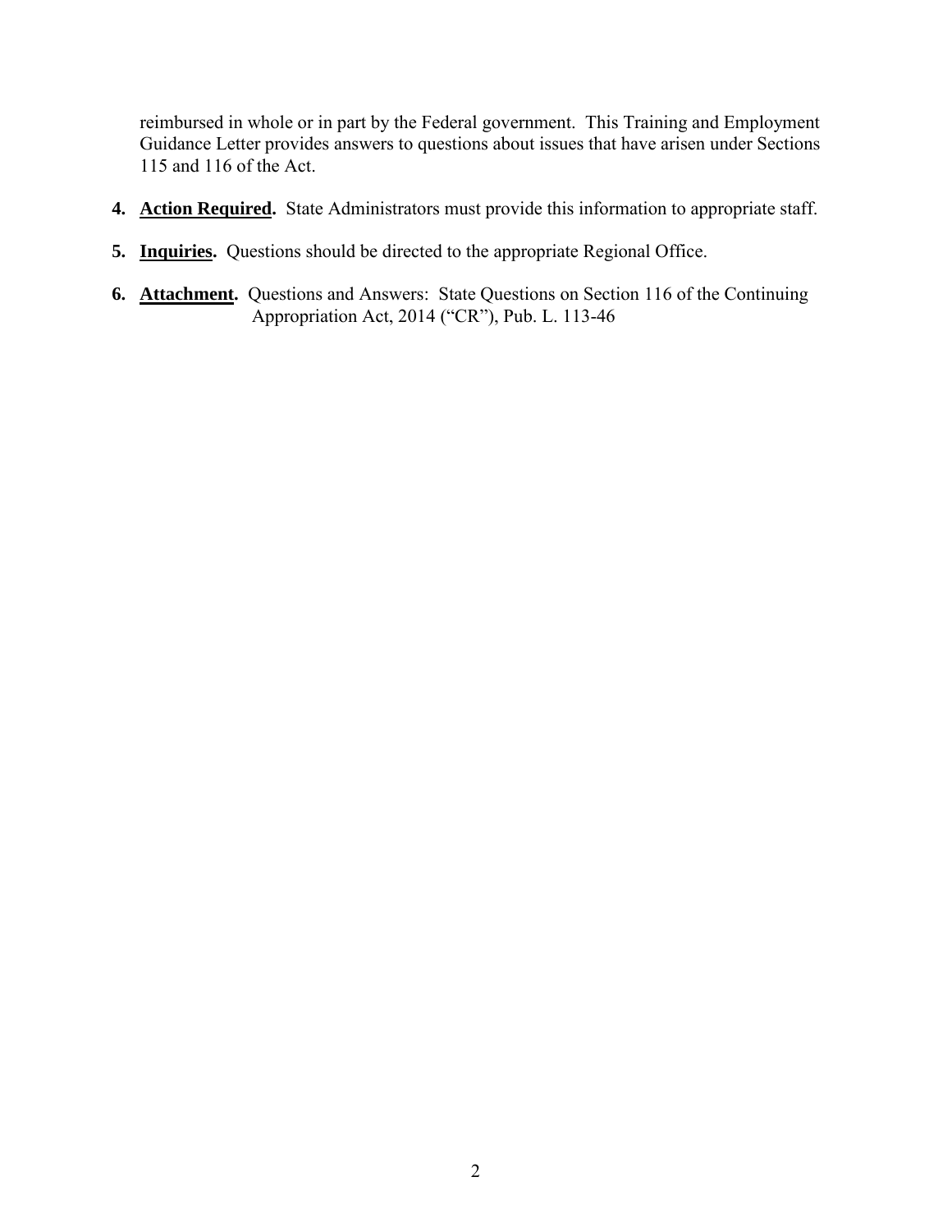reimbursed in whole or in part by the Federal government. This Training and Employment Guidance Letter provides answers to questions about issues that have arisen under Sections 115 and 116 of the Act.

4. **Action Required.** State Administrators must provide this information to appropriate staff.

5. **Inquiries.** Questions should be directed to the appropriate Regional Office.

6. **Attachment.** Questions and Answers: State Questions on Section 116 of the Continuing Appropriation Act, 2014 ("CR"), Pub. L. 113-46